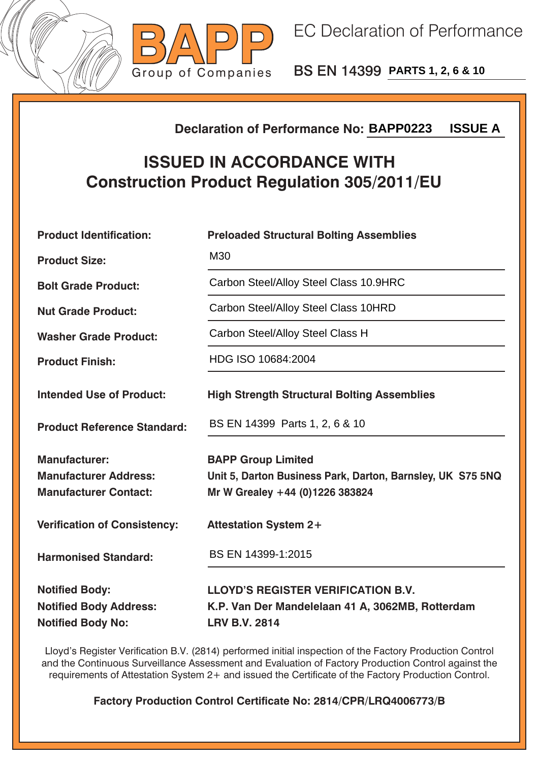BAPP

Group of Companies

# EC Declaration of Performance

## BS EN 14399 PARTS 1, 2, 6 & 10

**Declaration of Performance No: BAPP0223 ISSUE A**

## ISSUED IN ACCORDANCE WITH Construction Product Regulation 305/2011/EU

| | |
|---|---|
| **Product Identification:** | **Preloaded Structural Bolting Assemblies** |
| **Product Size:** | M30 |
| **Bolt Grade Product:** | Carbon Steel/Alloy Steel Class 10.9HRC |
| **Nut Grade Product:** | Carbon Steel/Alloy Steel Class 10HRD |
| **Washer Grade Product:** | Carbon Steel/Alloy Steel Class H |
| **Product Finish:** | HDG ISO 10684:2004 |
| **Intended Use of Product:** | **High Strength Structural Bolting Assemblies** |
| **Product Reference Standard:** | BS EN 14399 Parts 1, 2, 6 & 10 |
| **Manufacturer:** | **BAPP Group Limited** |
| **Manufacturer Address:** | **Unit 5, Darton Business Park, Darton, Barnsley, UK S75 5NQ** |
| **Manufacturer Contact:** | **Mr W Grealey +44 (0)1226 383824** |
| **Verification of Consistency:** | **Attestation System 2+** |
| **Harmonised Standard:** | BS EN 14399-1:2015 |
| **Notified Body:** | **LLOYD’S REGISTER VERIFICATION B.V.** |
| **Notified Body Address:** | **K.P. Van Der Mandelelaan 41 A, 3062MB, Rotterdam** |
| **Notified Body No:** | **LRV B.V. 2814** |

Lloyd’s Register Verification B.V. (2814) performed initial inspection of the Factory Production Control and the Continuous Surveillance Assessment and Evaluation of Factory Production Control against the requirements of Attestation System 2+ and issued the Certificate of the Factory Production Control.

**Factory Production Control Certificate No: 2814/CPR/LRQ4006773/B**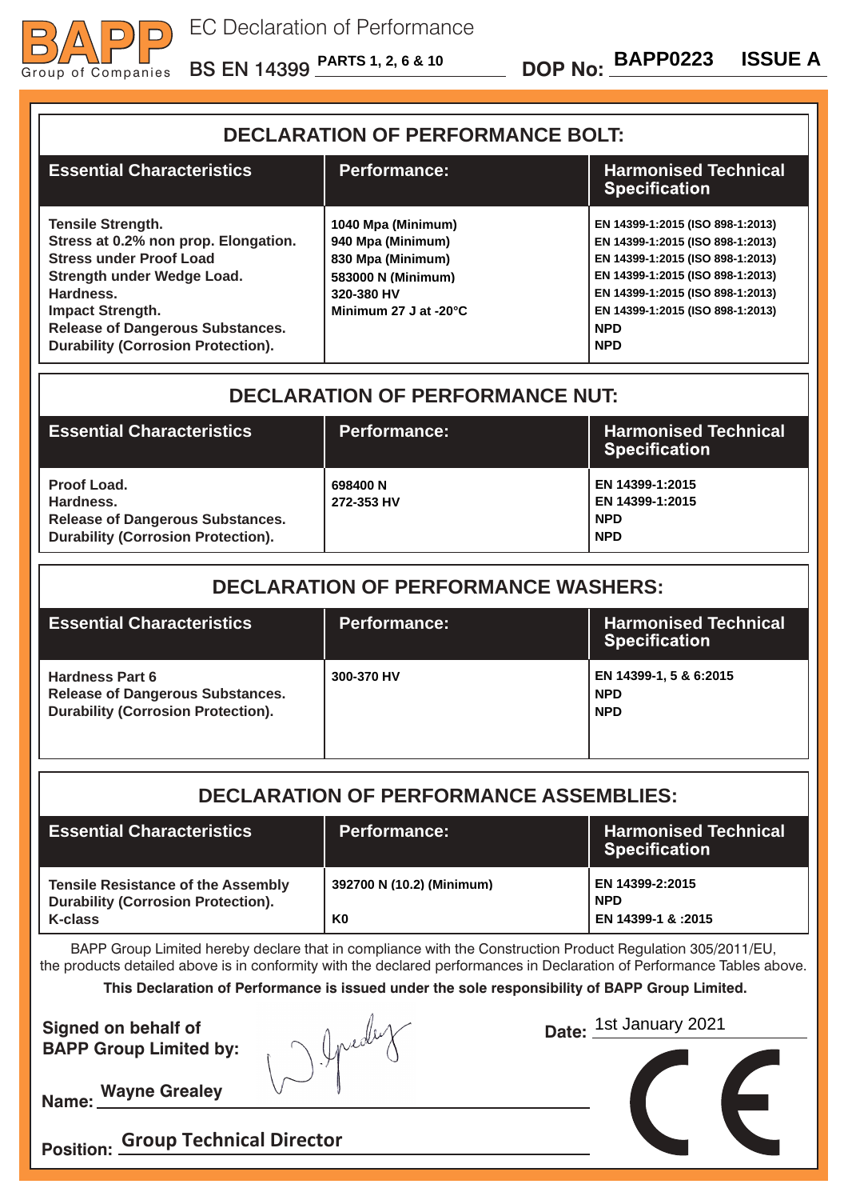BAPP Group of Companies

EC Declaration of Performance

BS EN 14399 PARTS 1, 2, 6 & 10 DOP No: BAPP0223 ISSUE A

## DECLARATION OF PERFORMANCE BOLT:

| Essential Characteristics | Performance: | Harmonised Technical Specification |
|---|---|---|
| Tensile Strength. | 1040 Mpa (Minimum) | EN 14399-1:2015 (ISO 898-1:2013) |
| Stress at 0.2% non prop. Elongation. | 940 Mpa (Minimum) | EN 14399-1:2015 (ISO 898-1:2013) |
| Stress under Proof Load | 830 Mpa (Minimum) | EN 14399-1:2015 (ISO 898-1:2013) |
| Strength under Wedge Load. | 583000 N (Minimum) | EN 14399-1:2015 (ISO 898-1:2013) |
| Hardness. | 320-380 HV | EN 14399-1:2015 (ISO 898-1:2013) |
| Impact Strength. | Minimum 27 J at -20°C | EN 14399-1:2015 (ISO 898-1:2013) |
| Release of Dangerous Substances. | | NPD |
| Durability (Corrosion Protection). | | NPD |

## DECLARATION OF PERFORMANCE NUT:

| Essential Characteristics | Performance: | Harmonised Technical Specification |
|---|---|---|
| Proof Load. | 698400 N | EN 14399-1:2015 |
| Hardness. | 272-353 HV | EN 14399-1:2015 |
| Release of Dangerous Substances. | | NPD |
| Durability (Corrosion Protection). | | NPD |

## DECLARATION OF PERFORMANCE WASHERS:

| Essential Characteristics | Performance: | Harmonised Technical Specification |
|---|---|---|
| Hardness Part 6 | 300-370 HV | EN 14399-1, 5 & 6:2015 |
| Release of Dangerous Substances. | | NPD |
| Durability (Corrosion Protection). | | NPD |

## DECLARATION OF PERFORMANCE ASSEMBLIES:

| Essential Characteristics | Performance: | Harmonised Technical Specification |
|---|---|---|
| Tensile Resistance of the Assembly | 392700 N (10.2) (Minimum) | EN 14399-2:2015 |
| Durability (Corrosion Protection). | | NPD |
| K-class | K0 | EN 14399-1 & :2015 |

BAPP Group Limited hereby declare that in compliance with the Construction Product Regulation 305/2011/EU, the products detailed above is in conformity with the declared performances in Declaration of Performance Tables above.

**This Declaration of Performance is issued under the sole responsibility of BAPP Group Limited.**

**Signed on behalf of BAPP Group Limited by:**

**Date:** 1st January 2021

**Name:** Wayne Grealey

**Position:** Group Technical Director

CE